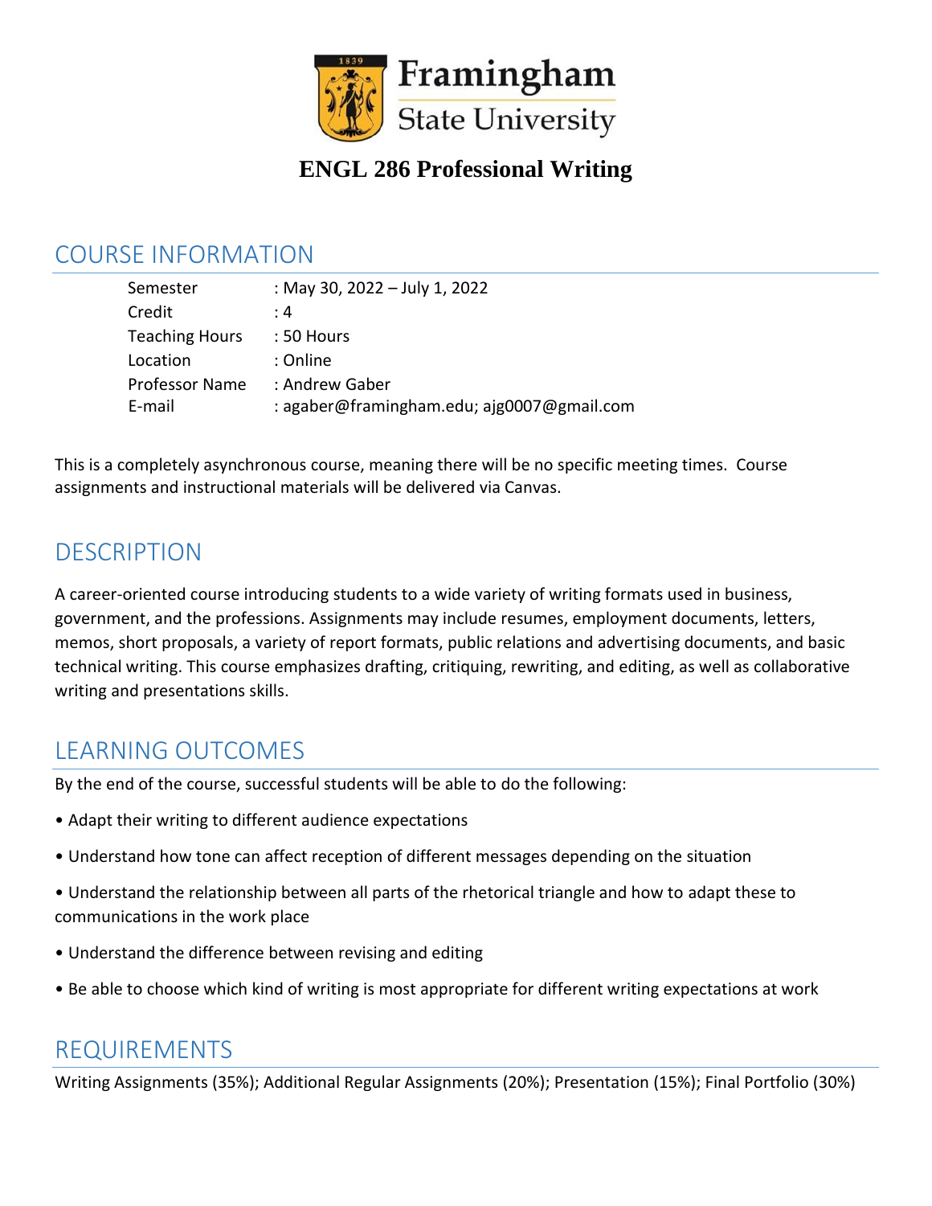# Framingham State University

## ENGL 286 Professional Writing

## COURSE INFORMATION

| | |
|---|---|
| Semester | : May 30, 2022 – July 1, 2022 |
| Credit | : 4 |
| Teaching Hours | : 50 Hours |
| Location | : Online |
| Professor Name | : Andrew Gaber |
| E-mail | : agaber@framingham.edu; ajg0007@gmail.com |

This is a completely asynchronous course, meaning there will be no specific meeting times. Course assignments and instructional materials will be delivered via Canvas.

## DESCRIPTION

A career-oriented course introducing students to a wide variety of writing formats used in business, government, and the professions. Assignments may include resumes, employment documents, letters, memos, short proposals, a variety of report formats, public relations and advertising documents, and basic technical writing. This course emphasizes drafting, critiquing, rewriting, and editing, as well as collaborative writing and presentations skills.

## LEARNING OUTCOMES

By the end of the course, successful students will be able to do the following:

- Adapt their writing to different audience expectations
- Understand how tone can affect reception of different messages depending on the situation
- Understand the relationship between all parts of the rhetorical triangle and how to adapt these to communications in the work place
- Understand the difference between revising and editing
- Be able to choose which kind of writing is most appropriate for different writing expectations at work

## REQUIREMENTS

Writing Assignments (35%); Additional Regular Assignments (20%); Presentation (15%); Final Portfolio (30%)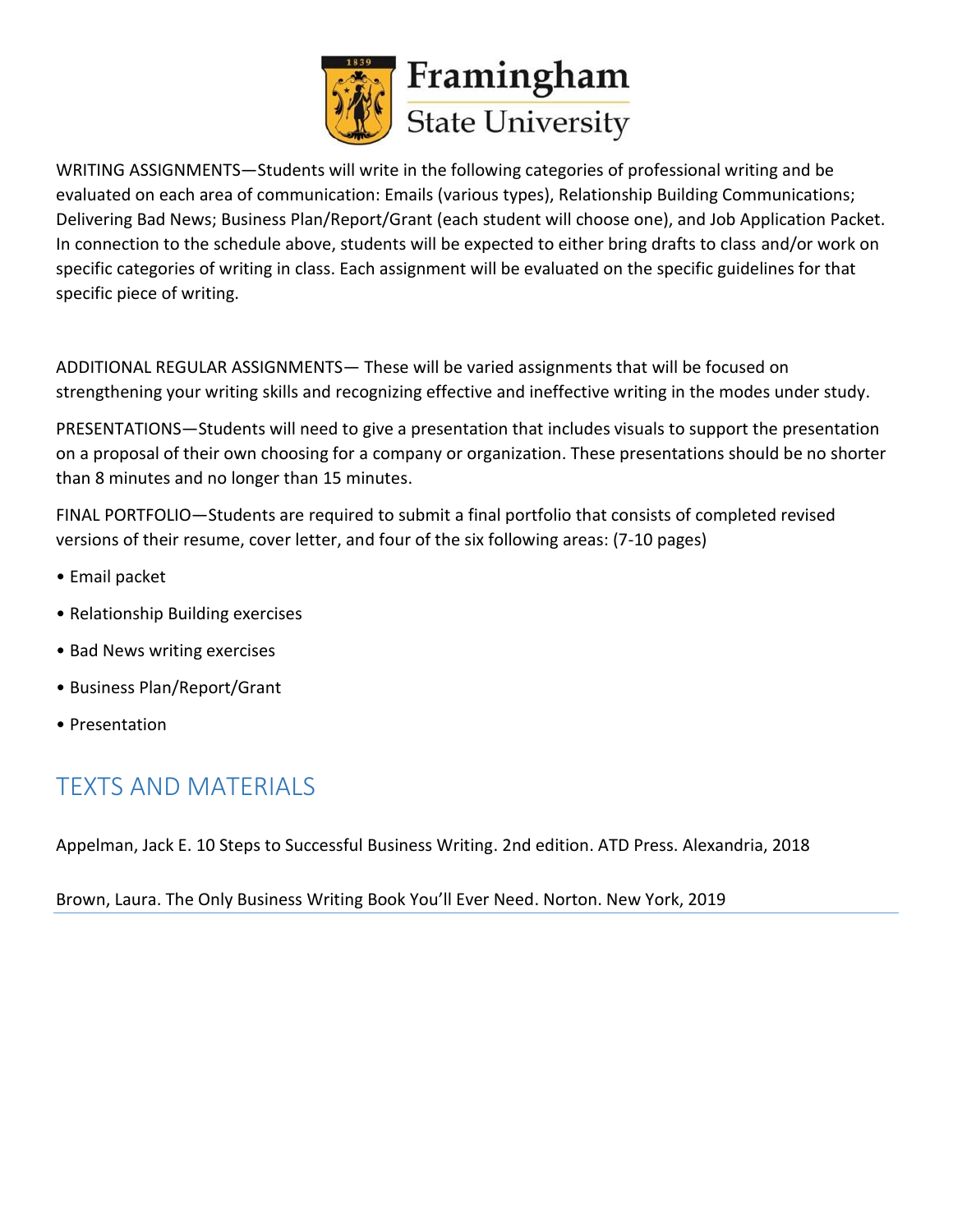WRITING ASSIGNMENTS—Students will write in the following categories of professional writing and be evaluated on each area of communication: Emails (various types), Relationship Building Communications; Delivering Bad News; Business Plan/Report/Grant (each student will choose one), and Job Application Packet. In connection to the schedule above, students will be expected to either bring drafts to class and/or work on specific categories of writing in class. Each assignment will be evaluated on the specific guidelines for that specific piece of writing.

ADDITIONAL REGULAR ASSIGNMENTS— These will be varied assignments that will be focused on strengthening your writing skills and recognizing effective and ineffective writing in the modes under study.

PRESENTATIONS—Students will need to give a presentation that includes visuals to support the presentation on a proposal of their own choosing for a company or organization. These presentations should be no shorter than 8 minutes and no longer than 15 minutes.

FINAL PORTFOLIO—Students are required to submit a final portfolio that consists of completed revised versions of their resume, cover letter, and four of the six following areas: (7-10 pages)

- Email packet
- Relationship Building exercises
- Bad News writing exercises
- Business Plan/Report/Grant
- Presentation

## TEXTS AND MATERIALS

Appelman, Jack E. 10 Steps to Successful Business Writing. 2nd edition. ATD Press. Alexandria, 2018

Brown, Laura. The Only Business Writing Book You'll Ever Need. Norton. New York, 2019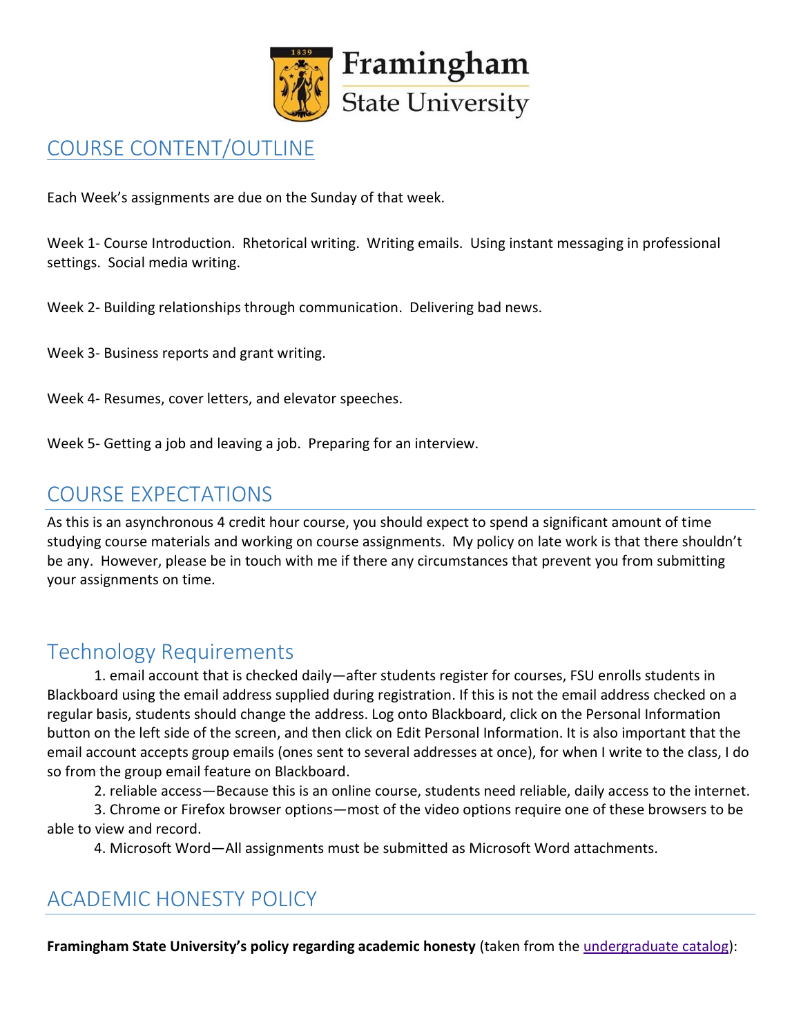Framingham State University

## COURSE CONTENT/OUTLINE

Each Week's assignments are due on the Sunday of that week.

Week 1- Course Introduction. Rhetorical writing. Writing emails. Using instant messaging in professional settings. Social media writing.

Week 2- Building relationships through communication. Delivering bad news.

Week 3- Business reports and grant writing.

Week 4- Resumes, cover letters, and elevator speeches.

Week 5- Getting a job and leaving a job. Preparing for an interview.

## COURSE EXPECTATIONS

As this is an asynchronous 4 credit hour course, you should expect to spend a significant amount of time studying course materials and working on course assignments. My policy on late work is that there shouldn't be any. However, please be in touch with me if there any circumstances that prevent you from submitting your assignments on time.

## Technology Requirements

1. email account that is checked daily—after students register for courses, FSU enrolls students in Blackboard using the email address supplied during registration. If this is not the email address checked on a regular basis, students should change the address. Log onto Blackboard, click on the Personal Information button on the left side of the screen, and then click on Edit Personal Information. It is also important that the email account accepts group emails (ones sent to several addresses at once), for when I write to the class, I do so from the group email feature on Blackboard.
2. reliable access—Because this is an online course, students need reliable, daily access to the internet.
3. Chrome or Firefox browser options—most of the video options require one of these browsers to be able to view and record.
4. Microsoft Word—All assignments must be submitted as Microsoft Word attachments.

## ACADEMIC HONESTY POLICY

**Framingham State University's policy regarding academic honesty** (taken from the undergraduate catalog):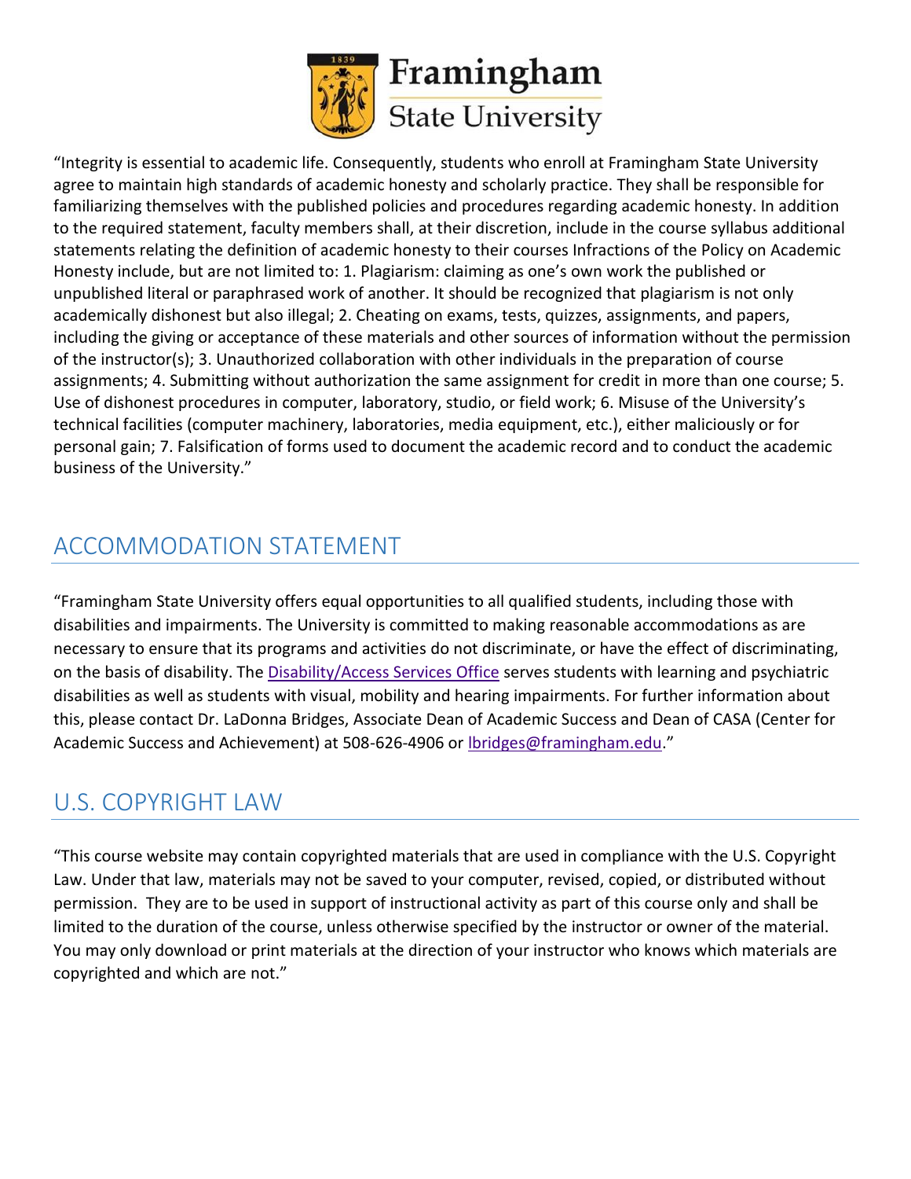Framingham State University

"Integrity is essential to academic life. Consequently, students who enroll at Framingham State University agree to maintain high standards of academic honesty and scholarly practice. They shall be responsible for familiarizing themselves with the published policies and procedures regarding academic honesty. In addition to the required statement, faculty members shall, at their discretion, include in the course syllabus additional statements relating the definition of academic honesty to their courses Infractions of the Policy on Academic Honesty include, but are not limited to: 1. Plagiarism: claiming as one's own work the published or unpublished literal or paraphrased work of another. It should be recognized that plagiarism is not only academically dishonest but also illegal; 2. Cheating on exams, tests, quizzes, assignments, and papers, including the giving or acceptance of these materials and other sources of information without the permission of the instructor(s); 3. Unauthorized collaboration with other individuals in the preparation of course assignments; 4. Submitting without authorization the same assignment for credit in more than one course; 5. Use of dishonest procedures in computer, laboratory, studio, or field work; 6. Misuse of the University's technical facilities (computer machinery, laboratories, media equipment, etc.), either maliciously or for personal gain; 7. Falsification of forms used to document the academic record and to conduct the academic business of the University."

## ACCOMMODATION STATEMENT

"Framingham State University offers equal opportunities to all qualified students, including those with disabilities and impairments. The University is committed to making reasonable accommodations as are necessary to ensure that its programs and activities do not discriminate, or have the effect of discriminating, on the basis of disability. The Disability/Access Services Office serves students with learning and psychiatric disabilities as well as students with visual, mobility and hearing impairments. For further information about this, please contact Dr. LaDonna Bridges, Associate Dean of Academic Success and Dean of CASA (Center for Academic Success and Achievement) at 508-626-4906 or lbridges@framingham.edu."

## U.S. COPYRIGHT LAW

"This course website may contain copyrighted materials that are used in compliance with the U.S. Copyright Law. Under that law, materials may not be saved to your computer, revised, copied, or distributed without permission. They are to be used in support of instructional activity as part of this course only and shall be limited to the duration of the course, unless otherwise specified by the instructor or owner of the material. You may only download or print materials at the direction of your instructor who knows which materials are copyrighted and which are not."